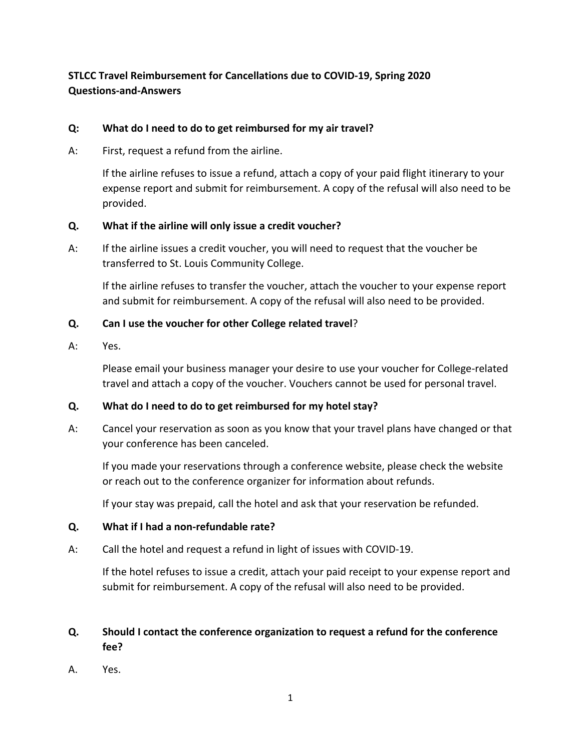**STLCC Travel Reimbursement for Cancellations due to COVID-19, Spring 2020**
**Questions-and-Answers**

**Q: What do I need to do to get reimbursed for my air travel?**

A: First, request a refund from the airline.

If the airline refuses to issue a refund, attach a copy of your paid flight itinerary to your expense report and submit for reimbursement. A copy of the refusal will also need to be provided.

**Q. What if the airline will only issue a credit voucher?**

A: If the airline issues a credit voucher, you will need to request that the voucher be transferred to St. Louis Community College.

If the airline refuses to transfer the voucher, attach the voucher to your expense report and submit for reimbursement. A copy of the refusal will also need to be provided.

**Q. Can I use the voucher for other College related travel**?

A: Yes.

Please email your business manager your desire to use your voucher for College-related travel and attach a copy of the voucher. Vouchers cannot be used for personal travel.

**Q. What do I need to do to get reimbursed for my hotel stay?**

A: Cancel your reservation as soon as you know that your travel plans have changed or that your conference has been canceled.

If you made your reservations through a conference website, please check the website or reach out to the conference organizer for information about refunds.

If your stay was prepaid, call the hotel and ask that your reservation be refunded.

**Q. What if I had a non-refundable rate?**

A: Call the hotel and request a refund in light of issues with COVID-19.

If the hotel refuses to issue a credit, attach your paid receipt to your expense report and submit for reimbursement. A copy of the refusal will also need to be provided.

**Q. Should I contact the conference organization to request a refund for the conference fee?**

A. Yes.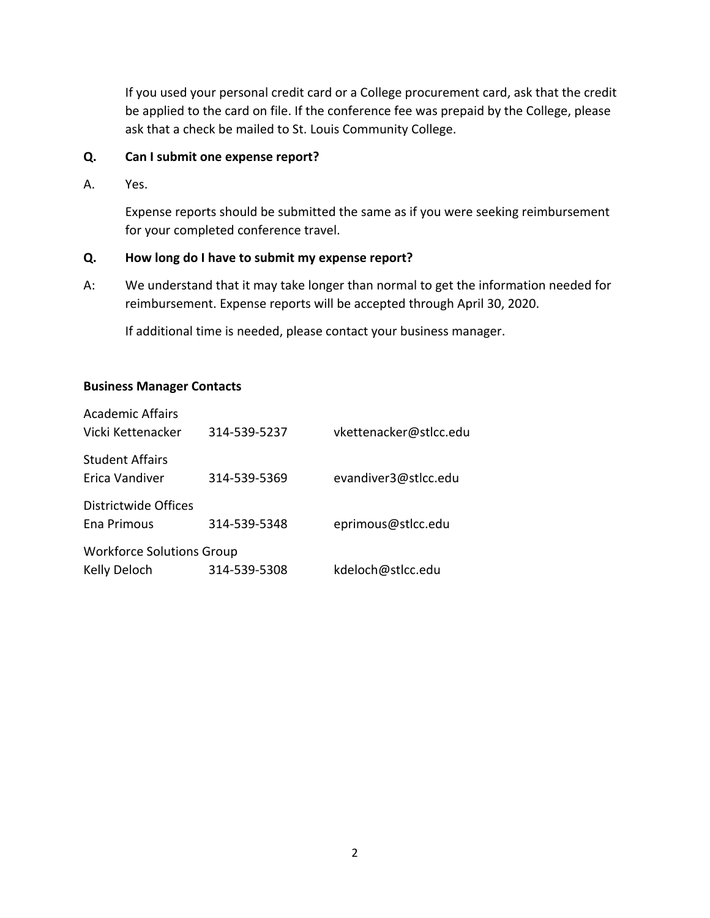If you used your personal credit card or a College procurement card, ask that the credit be applied to the card on file. If the conference fee was prepaid by the College, please ask that a check be mailed to St. Louis Community College.

**Q. Can I submit one expense report?**

A. Yes.

Expense reports should be submitted the same as if you were seeking reimbursement for your completed conference travel.

**Q. How long do I have to submit my expense report?**

A: We understand that it may take longer than normal to get the information needed for reimbursement. Expense reports will be accepted through April 30, 2020.

If additional time is needed, please contact your business manager.

**Business Manager Contacts**

Academic Affairs
Vicki Kettenacker 314-539-5237 vkettenacker@stlcc.edu

Student Affairs
Erica Vandiver 314-539-5369 evandiver3@stlcc.edu

Districtwide Offices
Ena Primous 314-539-5348 eprimous@stlcc.edu

Workforce Solutions Group
Kelly Deloch 314-539-5308 kdeloch@stlcc.edu